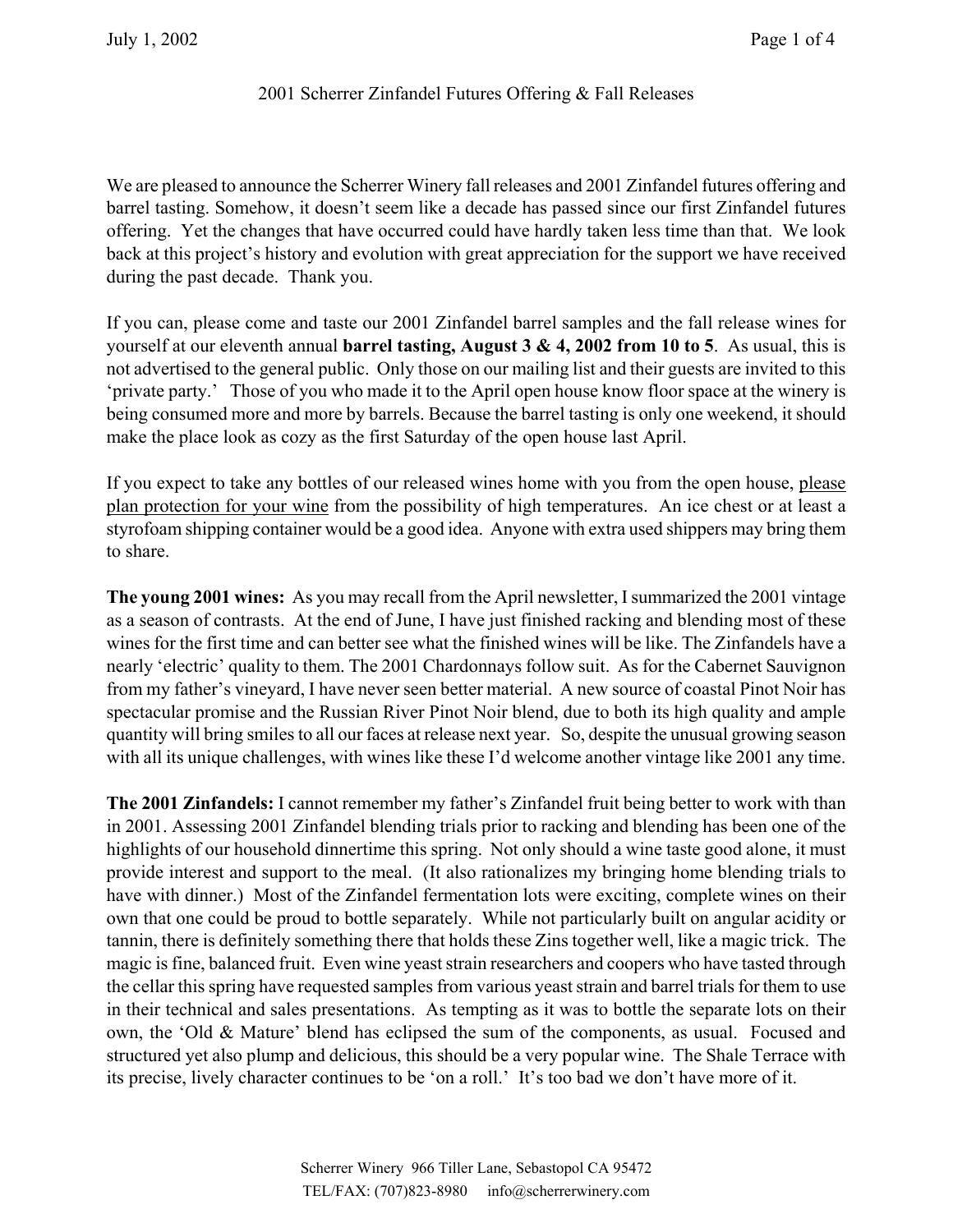# 2001 Scherrer Zinfandel Futures Offering & Fall Releases

We are pleased to announce the Scherrer Winery fall releases and 2001 Zinfandel futures offering and barrel tasting. Somehow, it doesn't seem like a decade has passed since our first Zinfandel futures offering. Yet the changes that have occurred could have hardly taken less time than that. We look back at this project's history and evolution with great appreciation for the support we have received during the past decade. Thank you.

If you can, please come and taste our 2001 Zinfandel barrel samples and the fall release wines for yourself at our eleventh annual **barrel tasting, August 3 & 4, 2002 from 10 to 5**. As usual, this is not advertised to the general public. Only those on our mailing list and their guests are invited to this 'private party.' Those of you who made it to the April open house know floor space at the winery is being consumed more and more by barrels. Because the barrel tasting is only one weekend, it should make the place look as cozy as the first Saturday of the open house last April.

If you expect to take any bottles of our released wines home with you from the open house, please plan protection for your wine from the possibility of high temperatures. An ice chest or at least a styrofoam shipping container would be a good idea. Anyone with extra used shippers may bring them to share.

**The young 2001 wines:** As you may recall from the April newsletter, I summarized the 2001 vintage as a season of contrasts. At the end of June, I have just finished racking and blending most of these wines for the first time and can better see what the finished wines will be like. The Zinfandels have a nearly 'electric' quality to them. The 2001 Chardonnays follow suit. As for the Cabernet Sauvignon from my father's vineyard, I have never seen better material. A new source of coastal Pinot Noir has spectacular promise and the Russian River Pinot Noir blend, due to both its high quality and ample quantity will bring smiles to all our faces at release next year. So, despite the unusual growing season with all its unique challenges, with wines like these I'd welcome another vintage like 2001 any time.

**The 2001 Zinfandels:** I cannot remember my father's Zinfandel fruit being better to work with than in 2001. Assessing 2001 Zinfandel blending trials prior to racking and blending has been one of the highlights of our household dinnertime this spring. Not only should a wine taste good alone, it must provide interest and support to the meal. (It also rationalizes my bringing home blending trials to have with dinner.) Most of the Zinfandel fermentation lots were exciting, complete wines on their own that one could be proud to bottle separately. While not particularly built on angular acidity or tannin, there is definitely something there that holds these Zins together well, like a magic trick. The magic is fine, balanced fruit. Even wine yeast strain researchers and coopers who have tasted through the cellar this spring have requested samples from various yeast strain and barrel trials for them to use in their technical and sales presentations. As tempting as it was to bottle the separate lots on their own, the 'Old & Mature' blend has eclipsed the sum of the components, as usual. Focused and structured yet also plump and delicious, this should be a very popular wine. The Shale Terrace with its precise, lively character continues to be 'on a roll.' It's too bad we don't have more of it.

Scherrer Winery 966 Tiller Lane, Sebastopol CA 95472
TEL/FAX: (707)823-8980 info@scherrerwinery.com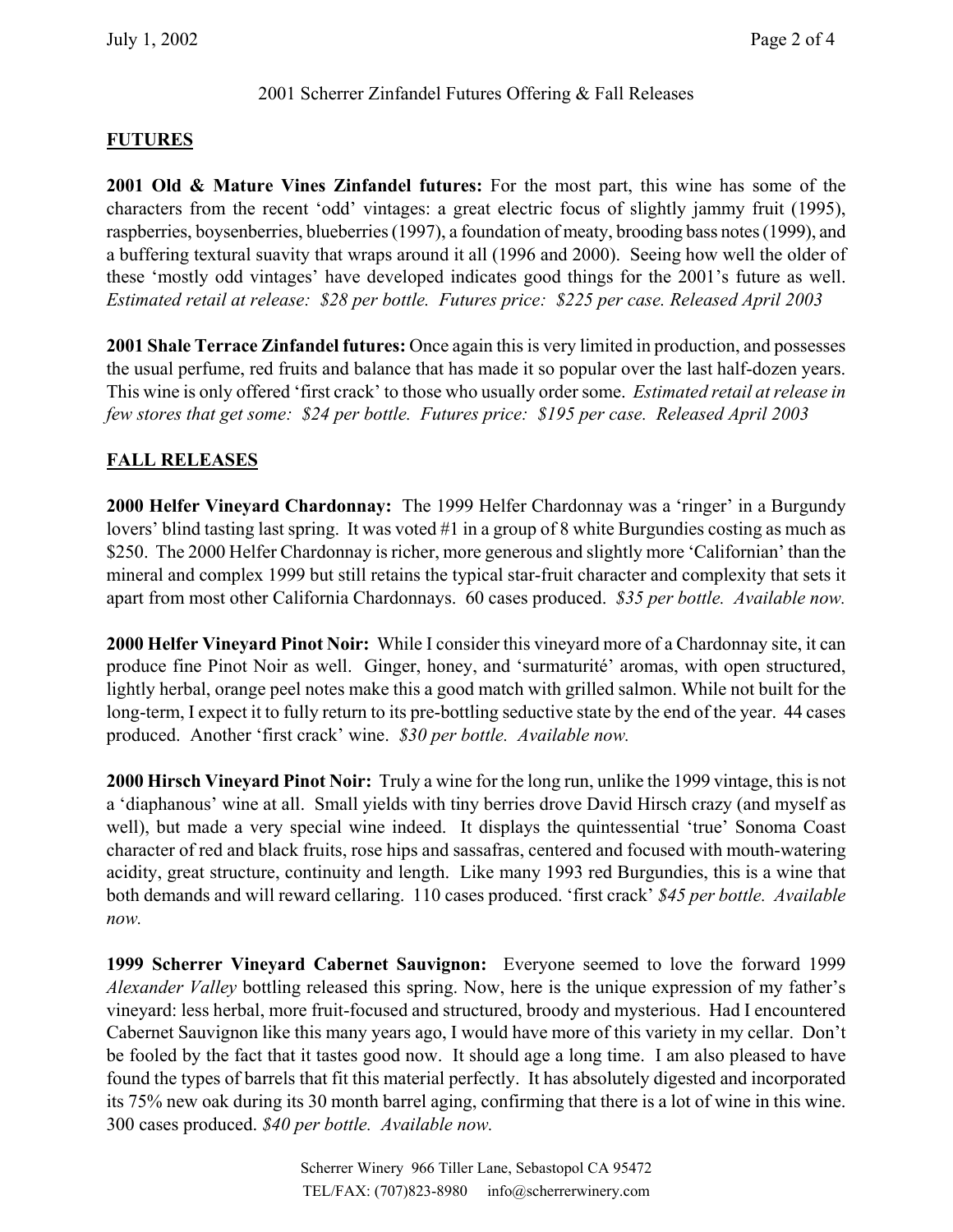2001 Scherrer Zinfandel Futures Offering & Fall Releases

## FUTURES

**2001 Old & Mature Vines Zinfandel futures:** For the most part, this wine has some of the characters from the recent 'odd' vintages: a great electric focus of slightly jammy fruit (1995), raspberries, boysenberries, blueberries (1997), a foundation of meaty, brooding bass notes (1999), and a buffering textural suavity that wraps around it all (1996 and 2000). Seeing how well the older of these 'mostly odd vintages' have developed indicates good things for the 2001's future as well. *Estimated retail at release: $28 per bottle. Futures price: $225 per case. Released April 2003*

**2001 Shale Terrace Zinfandel futures:** Once again this is very limited in production, and possesses the usual perfume, red fruits and balance that has made it so popular over the last half-dozen years. This wine is only offered 'first crack' to those who usually order some. *Estimated retail at release in few stores that get some: $24 per bottle. Futures price: $195 per case. Released April 2003*

## FALL RELEASES

**2000 Helfer Vineyard Chardonnay:** The 1999 Helfer Chardonnay was a 'ringer' in a Burgundy lovers' blind tasting last spring. It was voted #1 in a group of 8 white Burgundies costing as much as $250. The 2000 Helfer Chardonnay is richer, more generous and slightly more 'Californian' than the mineral and complex 1999 but still retains the typical star-fruit character and complexity that sets it apart from most other California Chardonnays. 60 cases produced. *$35 per bottle. Available now.*

**2000 Helfer Vineyard Pinot Noir:** While I consider this vineyard more of a Chardonnay site, it can produce fine Pinot Noir as well. Ginger, honey, and 'surmaturité' aromas, with open structured, lightly herbal, orange peel notes make this a good match with grilled salmon. While not built for the long-term, I expect it to fully return to its pre-bottling seductive state by the end of the year. 44 cases produced. Another 'first crack' wine. *$30 per bottle. Available now.*

**2000 Hirsch Vineyard Pinot Noir:** Truly a wine for the long run, unlike the 1999 vintage, this is not a 'diaphanous' wine at all. Small yields with tiny berries drove David Hirsch crazy (and myself as well), but made a very special wine indeed. It displays the quintessential 'true' Sonoma Coast character of red and black fruits, rose hips and sassafras, centered and focused with mouth-watering acidity, great structure, continuity and length. Like many 1993 red Burgundies, this is a wine that both demands and will reward cellaring. 110 cases produced. 'first crack' *$45 per bottle. Available now.*

**1999 Scherrer Vineyard Cabernet Sauvignon:** Everyone seemed to love the forward 1999 *Alexander Valley* bottling released this spring. Now, here is the unique expression of my father's vineyard: less herbal, more fruit-focused and structured, broody and mysterious. Had I encountered Cabernet Sauvignon like this many years ago, I would have more of this variety in my cellar. Don't be fooled by the fact that it tastes good now. It should age a long time. I am also pleased to have found the types of barrels that fit this material perfectly. It has absolutely digested and incorporated its 75% new oak during its 30 month barrel aging, confirming that there is a lot of wine in this wine. 300 cases produced. *$40 per bottle. Available now.*

Scherrer Winery 966 Tiller Lane, Sebastopol CA 95472
TEL/FAX: (707)823-8980 info@scherrerwinery.com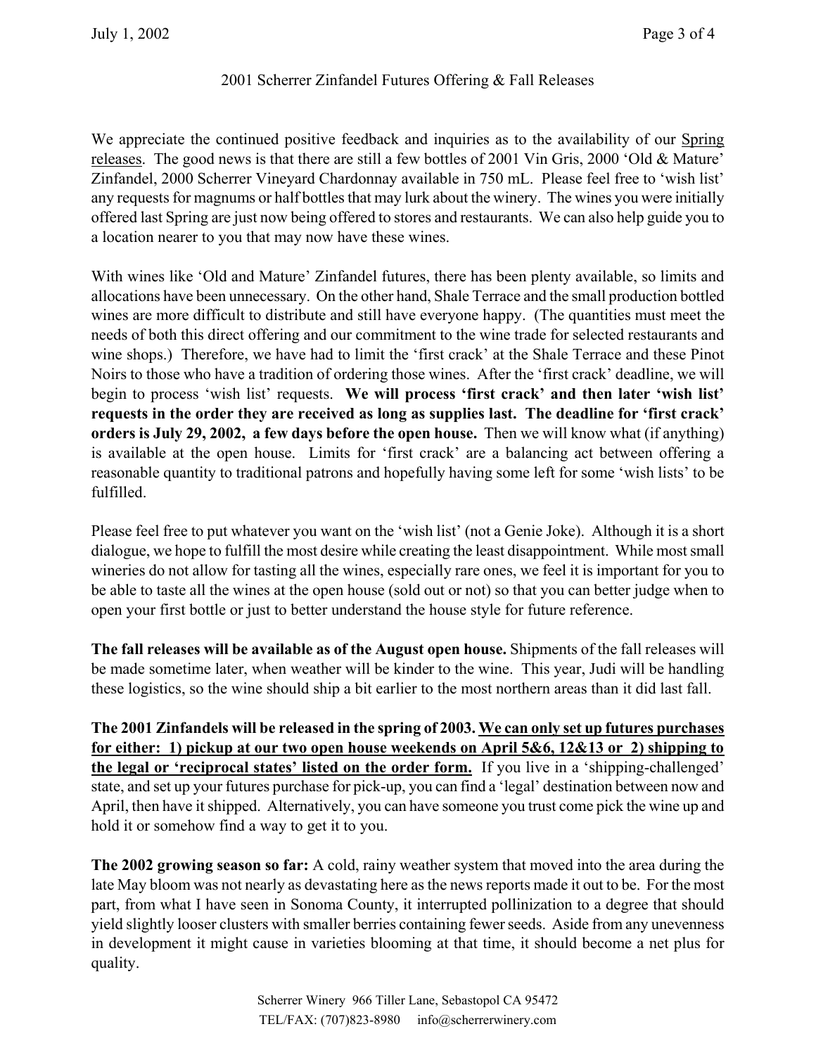2001 Scherrer Zinfandel Futures Offering & Fall Releases

We appreciate the continued positive feedback and inquiries as to the availability of our <u>Spring releases</u>. The good news is that there are still a few bottles of 2001 Vin Gris, 2000 'Old & Mature' Zinfandel, 2000 Scherrer Vineyard Chardonnay available in 750 mL. Please feel free to 'wish list' any requests for magnums or half bottles that may lurk about the winery. The wines you were initially offered last Spring are just now being offered to stores and restaurants. We can also help guide you to a location nearer to you that may now have these wines.

With wines like 'Old and Mature' Zinfandel futures, there has been plenty available, so limits and allocations have been unnecessary. On the other hand, Shale Terrace and the small production bottled wines are more difficult to distribute and still have everyone happy. (The quantities must meet the needs of both this direct offering and our commitment to the wine trade for selected restaurants and wine shops.) Therefore, we have had to limit the 'first crack' at the Shale Terrace and these Pinot Noirs to those who have a tradition of ordering those wines. After the 'first crack' deadline, we will begin to process 'wish list' requests. **We will process 'first crack' and then later 'wish list' requests in the order they are received as long as supplies last. The deadline for 'first crack' orders is July 29, 2002, a few days before the open house.** Then we will know what (if anything) is available at the open house. Limits for 'first crack' are a balancing act between offering a reasonable quantity to traditional patrons and hopefully having some left for some 'wish lists' to be fulfilled.

Please feel free to put whatever you want on the 'wish list' (not a Genie Joke). Although it is a short dialogue, we hope to fulfill the most desire while creating the least disappointment. While most small wineries do not allow for tasting all the wines, especially rare ones, we feel it is important for you to be able to taste all the wines at the open house (sold out or not) so that you can better judge when to open your first bottle or just to better understand the house style for future reference.

**The fall releases will be available as of the August open house.** Shipments of the fall releases will be made sometime later, when weather will be kinder to the wine. This year, Judi will be handling these logistics, so the wine should ship a bit earlier to the most northern areas than it did last fall.

**The 2001 Zinfandels will be released in the spring of 2003. <u>We can only set up futures purchases for either: 1) pickup at our two open house weekends on April 5&6, 12&13 or 2) shipping to the legal or 'reciprocal states' listed on the order form.</u>** If you live in a 'shipping-challenged' state, and set up your futures purchase for pick-up, you can find a 'legal' destination between now and April, then have it shipped. Alternatively, you can have someone you trust come pick the wine up and hold it or somehow find a way to get it to you.

**The 2002 growing season so far:** A cold, rainy weather system that moved into the area during the late May bloom was not nearly as devastating here as the news reports made it out to be. For the most part, from what I have seen in Sonoma County, it interrupted pollinization to a degree that should yield slightly looser clusters with smaller berries containing fewer seeds. Aside from any unevenness in development it might cause in varieties blooming at that time, it should become a net plus for quality.

Scherrer Winery 966 Tiller Lane, Sebastopol CA 95472
TEL/FAX: (707)823-8980 info@scherrerwinery.com